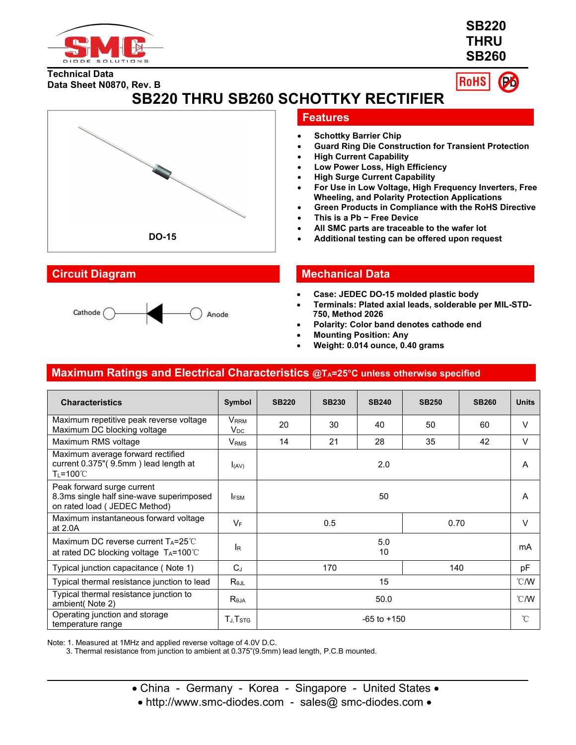SB220 THRU SB260

Technical Data
Data Sheet N0870, Rev. B

# SB220 THRU SB260 SCHOTTKY RECTIFIER

DO-15

## Features

- Schottky Barrier Chip
- Guard Ring Die Construction for Transient Protection
- High Current Capability
- Low Power Loss, High Efficiency
- High Surge Current Capability
- For Use in Low Voltage, High Frequency Inverters, Free Wheeling, and Polarity Protection Applications
- Green Products in Compliance with the RoHS Directive
- This is a Pb − Free Device
- All SMC parts are traceable to the wafer lot
- Additional testing can be offered upon request

## Circuit Diagram

Cathode — Anode

## Mechanical Data

- Case: JEDEC DO-15 molded plastic body
- Terminals: Plated axial leads, solderable per MIL-STD-750, Method 2026
- Polarity: Color band denotes cathode end
- Mounting Position: Any
- Weight: 0.014 ounce, 0.40 grams

## Maximum Ratings and Electrical Characteristics @$T_A$=25°C unless otherwise specified

| Characteristics | Symbol | SB220 | SB230 | SB240 | SB250 | SB260 | Units |
|---|---|---|---|---|---|---|---|
| Maximum repetitive peak reverse voltage<br>Maximum DC blocking voltage | $V_{RRM}$<br>$V_{DC}$ | 20 | 30 | 40 | 50 | 60 | V |
| Maximum RMS voltage | $V_{RMS}$ | 14 | 21 | 28 | 35 | 42 | V |
| Maximum average forward rectified current 0.375"( 9.5mm ) lead length at $T_L$=100℃ | $I_{(AV)}$ | 2.0 | | | | | A |
| Peak forward surge current 8.3ms single half sine-wave superimposed on rated load ( JEDEC Method) | $I_{FSM}$ | 50 | | | | | A |
| Maximum instantaneous forward voltage at 2.0A | $V_F$ | 0.5 | | | 0.70 | | V |
| Maximum DC reverse current $T_A$=25℃<br>at rated DC blocking voltage $T_A$=100℃ | $I_R$ | 5.0<br>10 | | | | | mA |
| Typical junction capacitance ( Note 1) | $C_J$ | 170 | | | 140 | | pF |
| Typical thermal resistance junction to lead | $R_{\theta JL}$ | 15 | | | | | ℃/W |
| Typical thermal resistance junction to ambient( Note 2) | $R_{\theta JA}$ | 50.0 | | | | | ℃/W |
| Operating junction and storage temperature range | $T_J$,$T_{STG}$ | -65 to +150 | | | | | ℃ |

Note: 1. Measured at 1MHz and applied reverse voltage of 4.0V D.C.
3. Thermal resistance from junction to ambient at 0.375"(9.5mm) lead length, P.C.B mounted.

• China - Germany - Korea - Singapore - United States •
• http://www.smc-diodes.com - sales@ smc-diodes.com •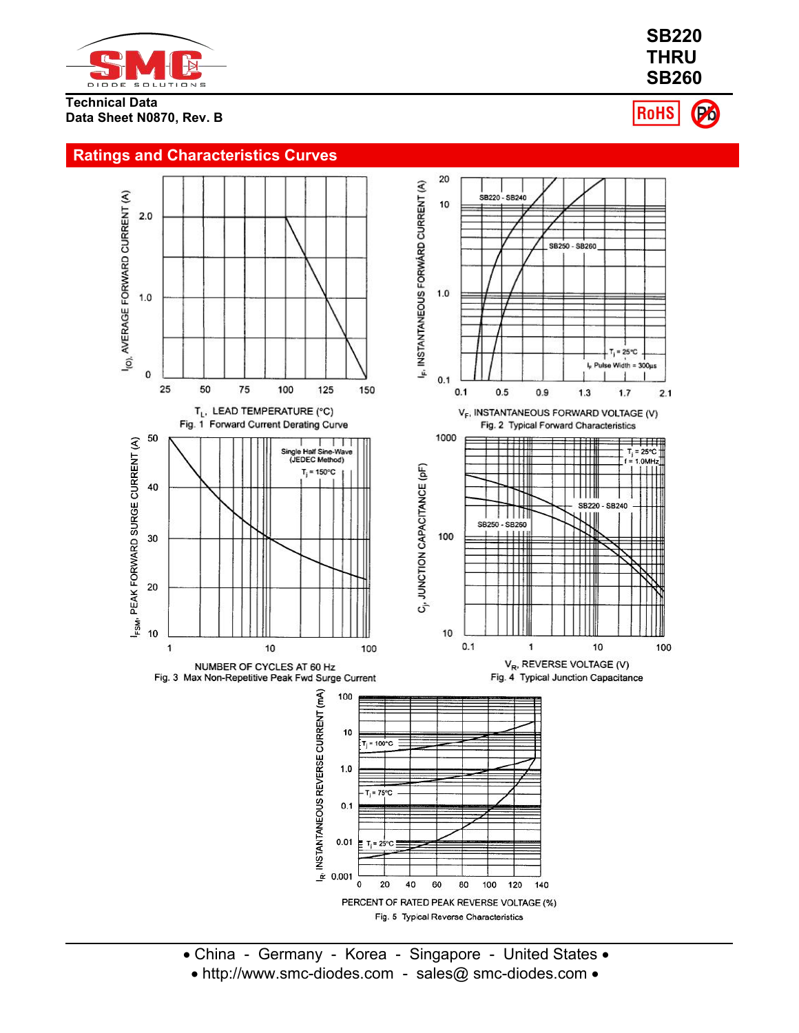# SB220 THRU SB260

Technical Data
Data Sheet N0870, Rev. B

## Ratings and Characteristics Curves

$I_{(O)}$, AVERAGE FORWARD CURRENT (A)

$T_L$, LEAD TEMPERATURE (°C)

Fig. 1 Forward Current Derating Curve

$I_F$, INSTANTANEOUS FORWARD CURRENT (A)

SB220 - SB240

SB250 - SB260

$T_j$ = 25°C

$I_F$ Pulse Width = 300μs

$V_F$, INSTANTANEOUS FORWARD VOLTAGE (V)

Fig. 2 Typical Forward Characteristics

$I_{FSM}$, PEAK FORWARD SURGE CURRENT (A)

Single Half Sine-Wave (JEDEC Method)

$T_j$ = 150°C

NUMBER OF CYCLES AT 60 Hz

Fig. 3 Max Non-Repetitive Peak Fwd Surge Current

$C_j$, JUNCTION CAPACITANCE (pF)

$T_j$ = 25°C

f = 1.0MHz

SB220 - SB240

SB250 - SB260

$V_R$, REVERSE VOLTAGE (V)

Fig. 4 Typical Junction Capacitance

$I_R$, INSTANTANEOUS REVERSE CURRENT (mA)

$T_j$ = 100°C

$T_j$ = 75°C

$T_j$ = 25°C

PERCENT OF RATED PEAK REVERSE VOLTAGE (%)

Fig. 5 Typical Reverse Characteristics

• China - Germany - Korea - Singapore - United States •

• http://www.smc-diodes.com - sales@ smc-diodes.com •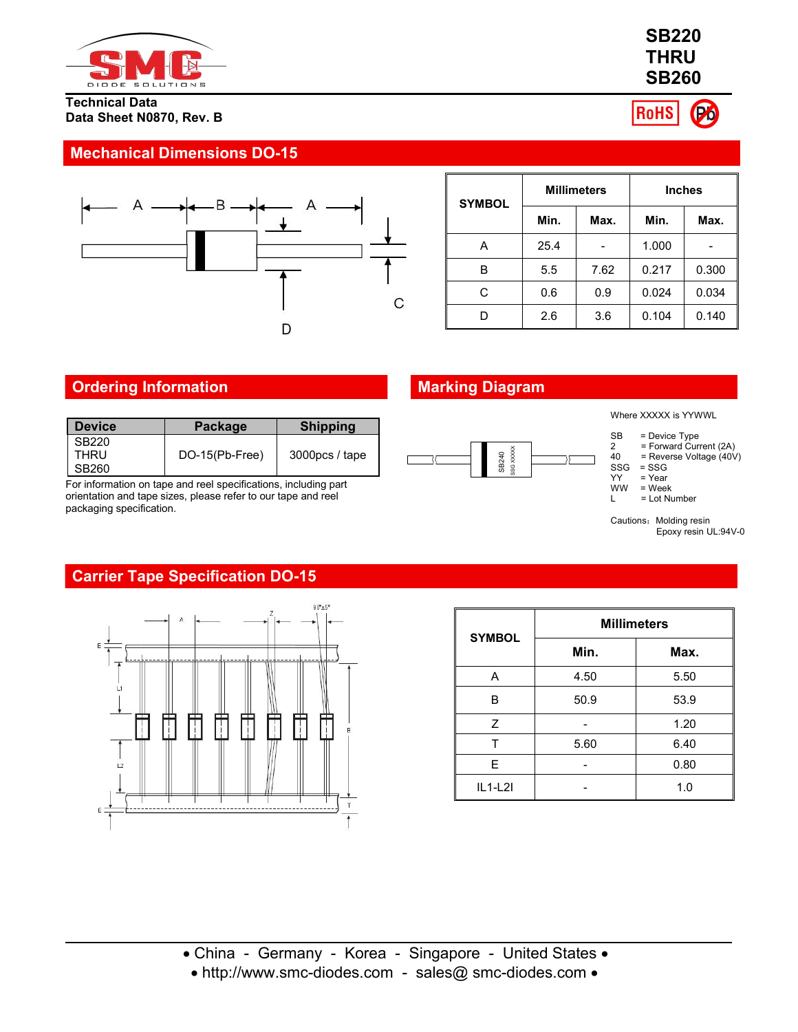**SB220 THRU SB260**

**Technical Data**
**Data Sheet N0870, Rev. B**

## Mechanical Dimensions DO-15

| SYMBOL | Millimeters | | Inches | |
|---|---|---|---|---|
| | Min. | Max. | Min. | Max. |
| A | 25.4 | - | 1.000 | - |
| B | 5.5 | 7.62 | 0.217 | 0.300 |
| C | 0.6 | 0.9 | 0.024 | 0.034 |
| D | 2.6 | 3.6 | 0.104 | 0.140 |

## Ordering Information

| Device | Package | Shipping |
|---|---|---|
| SB220 THRU SB260 | DO-15(Pb-Free) | 3000pcs / tape |

For information on tape and reel specifications, including part orientation and tape sizes, please refer to our tape and reel packaging specification.

## Marking Diagram

Where XXXXX is YYWWL

- SB = Device Type
- 2 = Forward Current (2A)
- 40 = Reverse Voltage (40V)
- SSG = SSG
- YY = Year
- WW = Week
- L = Lot Number

Cautions: Molding resin
Epoxy resin UL:94V-0

## Carrier Tape Specification DO-15

| SYMBOL | Millimeters | |
|---|---|---|
| | Min. | Max. |
| A | 4.50 | 5.50 |
| B | 50.9 | 53.9 |
| Z | - | 1.20 |
| T | 5.60 | 6.40 |
| E | - | 0.80 |
| IL1-L2I | - | 1.0 |

• China - Germany - Korea - Singapore - United States •
• http://www.smc-diodes.com - sales@ smc-diodes.com •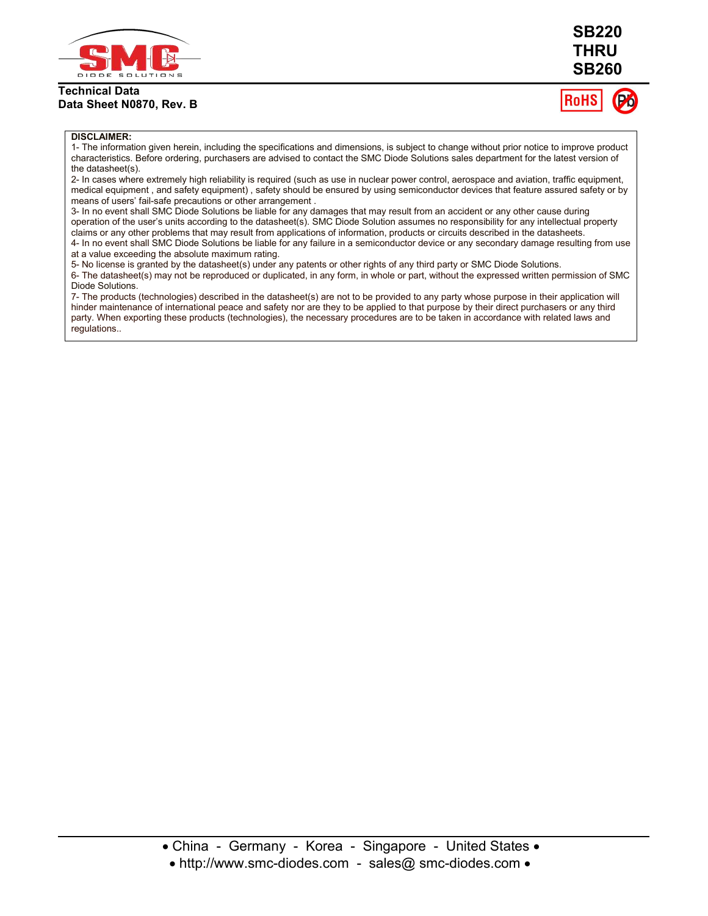**SB220 THRU SB260**

**Technical Data**
**Data Sheet N0870, Rev. B**

**DISCLAIMER:**

1- The information given herein, including the specifications and dimensions, is subject to change without prior notice to improve product characteristics. Before ordering, purchasers are advised to contact the SMC Diode Solutions sales department for the latest version of the datasheet(s).
2- In cases where extremely high reliability is required (such as use in nuclear power control, aerospace and aviation, traffic equipment, medical equipment , and safety equipment) , safety should be ensured by using semiconductor devices that feature assured safety or by means of users' fail-safe precautions or other arrangement .
3- In no event shall SMC Diode Solutions be liable for any damages that may result from an accident or any other cause during operation of the user's units according to the datasheet(s). SMC Diode Solution assumes no responsibility for any intellectual property claims or any other problems that may result from applications of information, products or circuits described in the datasheets.
4- In no event shall SMC Diode Solutions be liable for any failure in a semiconductor device or any secondary damage resulting from use at a value exceeding the absolute maximum rating.
5- No license is granted by the datasheet(s) under any patents or other rights of any third party or SMC Diode Solutions.
6- The datasheet(s) may not be reproduced or duplicated, in any form, in whole or part, without the expressed written permission of SMC Diode Solutions.
7- The products (technologies) described in the datasheet(s) are not to be provided to any party whose purpose in their application will hinder maintenance of international peace and safety nor are they to be applied to that purpose by their direct purchasers or any third party. When exporting these products (technologies), the necessary procedures are to be taken in accordance with related laws and regulations..

• China - Germany - Korea - Singapore - United States •
• http://www.smc-diodes.com - sales@ smc-diodes.com •